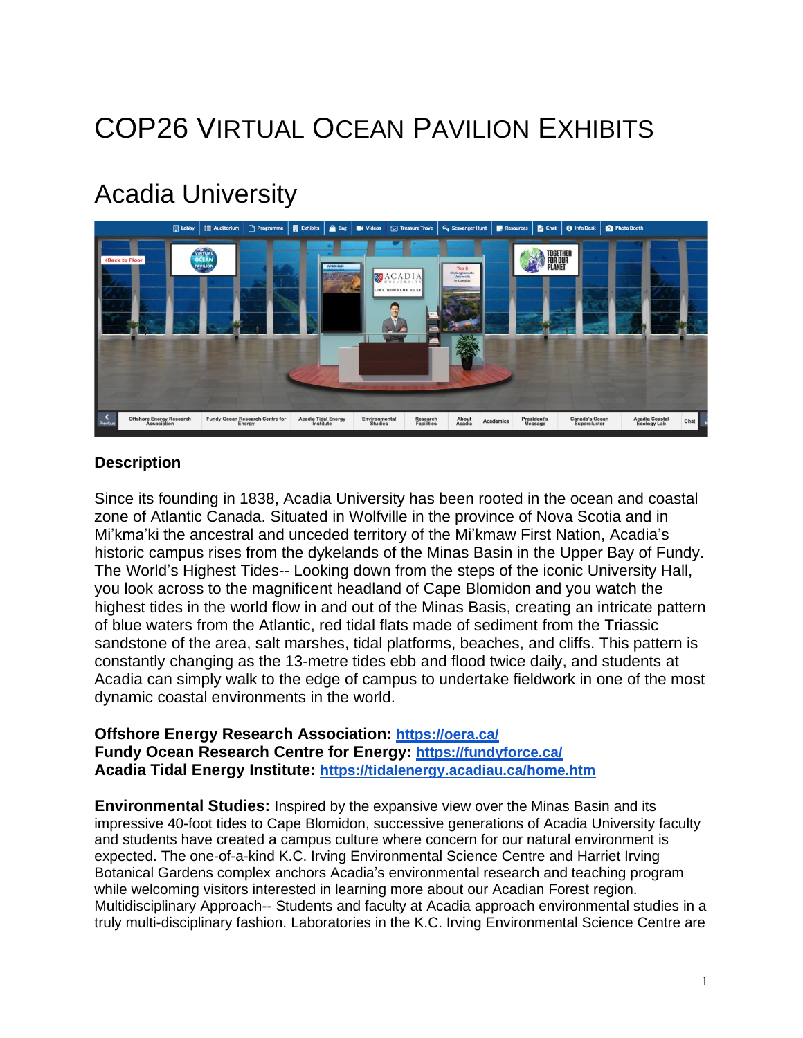# COP26 Virtual Ocean Pavilion Exhibits

## Acadia University

### Description

Since its founding in 1838, Acadia University has been rooted in the ocean and coastal zone of Atlantic Canada. Situated in Wolfville in the province of Nova Scotia and in Mi'kma'ki the ancestral and unceded territory of the Mi'kmaw First Nation, Acadia's historic campus rises from the dykelands of the Minas Basin in the Upper Bay of Fundy. The World's Highest Tides-- Looking down from the steps of the iconic University Hall, you look across to the magnificent headland of Cape Blomidon and you watch the highest tides in the world flow in and out of the Minas Basis, creating an intricate pattern of blue waters from the Atlantic, red tidal flats made of sediment from the Triassic sandstone of the area, salt marshes, tidal platforms, beaches, and cliffs. This pattern is constantly changing as the 13-metre tides ebb and flood twice daily, and students at Acadia can simply walk to the edge of campus to undertake fieldwork in one of the most dynamic coastal environments in the world.

**Offshore Energy Research Association: https://oera.ca/**
**Fundy Ocean Research Centre for Energy: https://fundyforce.ca/**
**Acadia Tidal Energy Institute: https://tidalenergy.acadiau.ca/home.htm**

**Environmental Studies:** Inspired by the expansive view over the Minas Basin and its impressive 40-foot tides to Cape Blomidon, successive generations of Acadia University faculty and students have created a campus culture where concern for our natural environment is expected. The one-of-a-kind K.C. Irving Environmental Science Centre and Harriet Irving Botanical Gardens complex anchors Acadia's environmental research and teaching program while welcoming visitors interested in learning more about our Acadian Forest region. Multidisciplinary Approach-- Students and faculty at Acadia approach environmental studies in a truly multi-disciplinary fashion. Laboratories in the K.C. Irving Environmental Science Centre are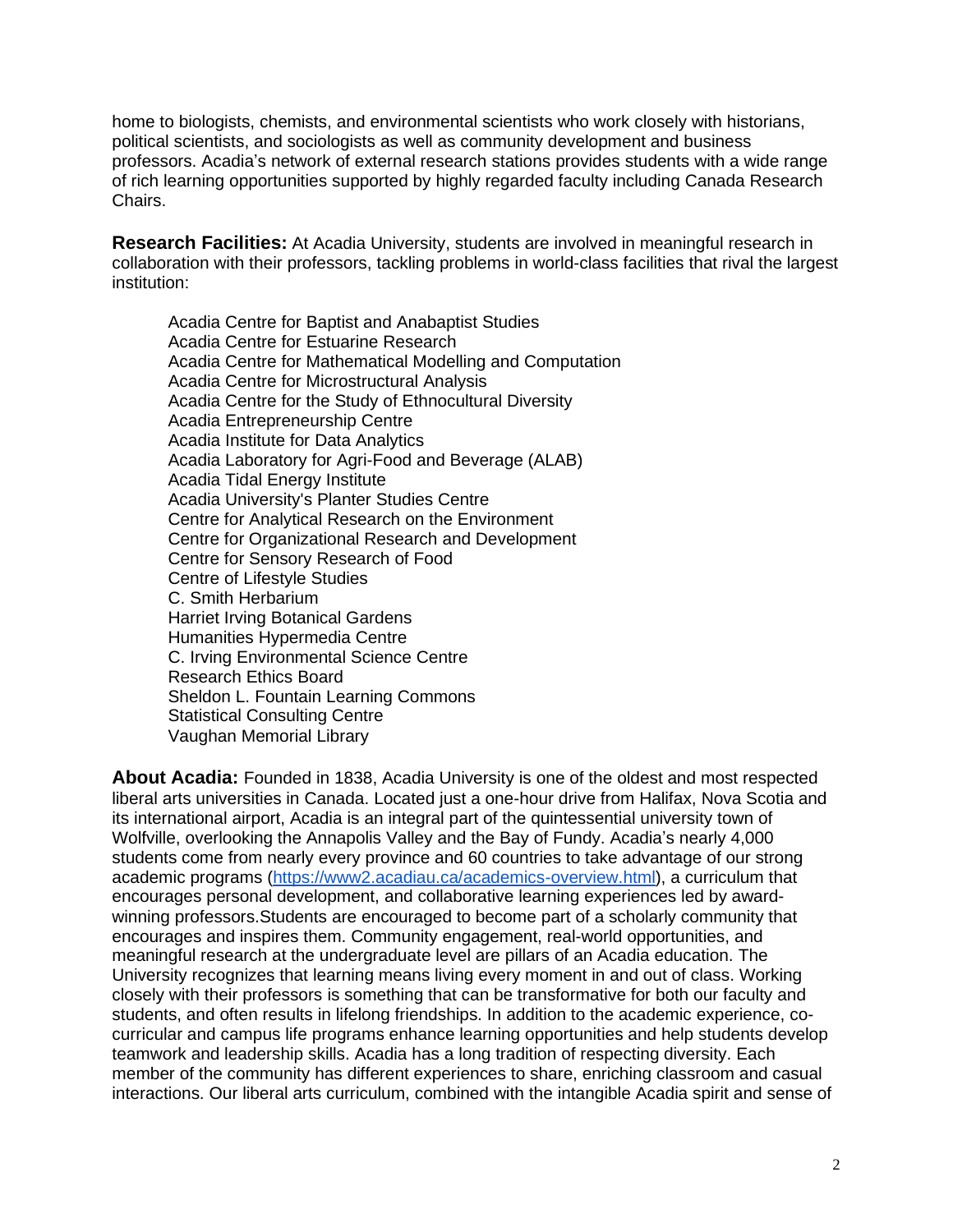home to biologists, chemists, and environmental scientists who work closely with historians, political scientists, and sociologists as well as community development and business professors. Acadia's network of external research stations provides students with a wide range of rich learning opportunities supported by highly regarded faculty including Canada Research Chairs.

**Research Facilities:** At Acadia University, students are involved in meaningful research in collaboration with their professors, tackling problems in world-class facilities that rival the largest institution:

- Acadia Centre for Baptist and Anabaptist Studies
- Acadia Centre for Estuarine Research
- Acadia Centre for Mathematical Modelling and Computation
- Acadia Centre for Microstructural Analysis
- Acadia Centre for the Study of Ethnocultural Diversity
- Acadia Entrepreneurship Centre
- Acadia Institute for Data Analytics
- Acadia Laboratory for Agri-Food and Beverage (ALAB)
- Acadia Tidal Energy Institute
- Acadia University's Planter Studies Centre
- Centre for Analytical Research on the Environment
- Centre for Organizational Research and Development
- Centre for Sensory Research of Food
- Centre of Lifestyle Studies
- C. Smith Herbarium
- Harriet Irving Botanical Gardens
- Humanities Hypermedia Centre
- C. Irving Environmental Science Centre
- Research Ethics Board
- Sheldon L. Fountain Learning Commons
- Statistical Consulting Centre
- Vaughan Memorial Library

**About Acadia:** Founded in 1838, Acadia University is one of the oldest and most respected liberal arts universities in Canada. Located just a one-hour drive from Halifax, Nova Scotia and its international airport, Acadia is an integral part of the quintessential university town of Wolfville, overlooking the Annapolis Valley and the Bay of Fundy. Acadia's nearly 4,000 students come from nearly every province and 60 countries to take advantage of our strong academic programs (https://www2.acadiau.ca/academics-overview.html), a curriculum that encourages personal development, and collaborative learning experiences led by award-winning professors.Students are encouraged to become part of a scholarly community that encourages and inspires them. Community engagement, real-world opportunities, and meaningful research at the undergraduate level are pillars of an Acadia education. The University recognizes that learning means living every moment in and out of class. Working closely with their professors is something that can be transformative for both our faculty and students, and often results in lifelong friendships. In addition to the academic experience, co-curricular and campus life programs enhance learning opportunities and help students develop teamwork and leadership skills. Acadia has a long tradition of respecting diversity. Each member of the community has different experiences to share, enriching classroom and casual interactions. Our liberal arts curriculum, combined with the intangible Acadia spirit and sense of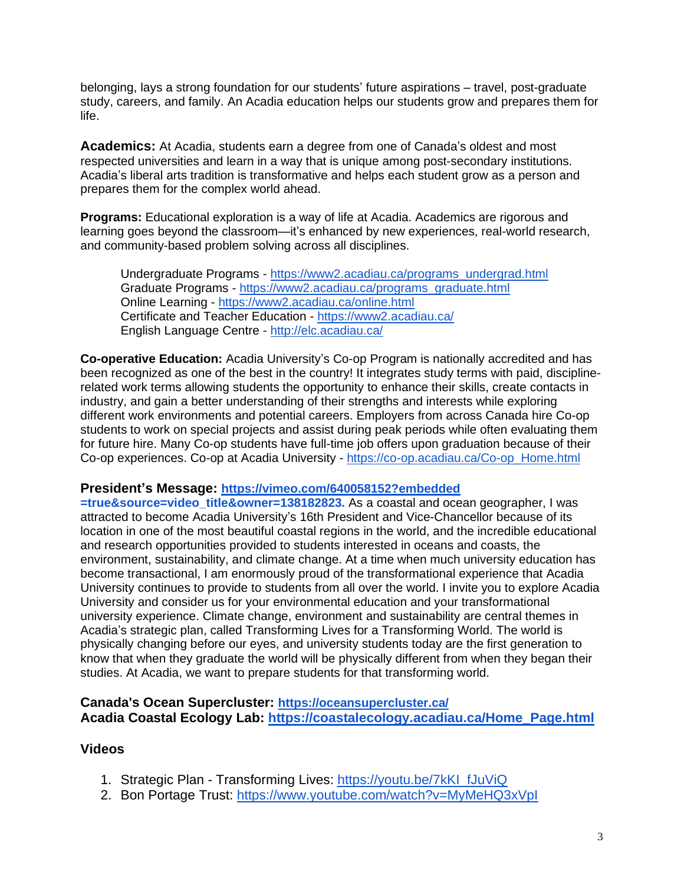belonging, lays a strong foundation for our students' future aspirations – travel, post-graduate study, careers, and family. An Acadia education helps our students grow and prepares them for life.

**Academics:** At Acadia, students earn a degree from one of Canada's oldest and most respected universities and learn in a way that is unique among post-secondary institutions. Acadia's liberal arts tradition is transformative and helps each student grow as a person and prepares them for the complex world ahead.

**Programs:** Educational exploration is a way of life at Acadia. Academics are rigorous and learning goes beyond the classroom—it's enhanced by new experiences, real-world research, and community-based problem solving across all disciplines.

> Undergraduate Programs - https://www2.acadiau.ca/programs_undergrad.html
> Graduate Programs - https://www2.acadiau.ca/programs_graduate.html
> Online Learning - https://www2.acadiau.ca/online.html
> Certificate and Teacher Education - https://www2.acadiau.ca/
> English Language Centre - http://elc.acadiau.ca/

**Co-operative Education:** Acadia University's Co-op Program is nationally accredited and has been recognized as one of the best in the country! It integrates study terms with paid, discipline-related work terms allowing students the opportunity to enhance their skills, create contacts in industry, and gain a better understanding of their strengths and interests while exploring different work environments and potential careers. Employers from across Canada hire Co-op students to work on special projects and assist during peak periods while often evaluating them for future hire. Many Co-op students have full-time job offers upon graduation because of their Co-op experiences. Co-op at Acadia University - https://co-op.acadiau.ca/Co-op_Home.html

**President's Message: https://vimeo.com/640058152?embedded=true&source=video_title&owner=138182823.** As a coastal and ocean geographer, I was attracted to become Acadia University's 16th President and Vice-Chancellor because of its location in one of the most beautiful coastal regions in the world, and the incredible educational and research opportunities provided to students interested in oceans and coasts, the environment, sustainability, and climate change. At a time when much university education has become transactional, I am enormously proud of the transformational experience that Acadia University continues to provide to students from all over the world. I invite you to explore Acadia University and consider us for your environmental education and your transformational university experience. Climate change, environment and sustainability are central themes in Acadia's strategic plan, called Transforming Lives for a Transforming World. The world is physically changing before our eyes, and university students today are the first generation to know that when they graduate the world will be physically different from when they began their studies. At Acadia, we want to prepare students for that transforming world.

**Canada's Ocean Supercluster: https://oceansupercluster.ca/**
**Acadia Coastal Ecology Lab: https://coastalecology.acadiau.ca/Home_Page.html**

**Videos**

1. Strategic Plan - Transforming Lives: https://youtu.be/7kKI_fJuViQ
2. Bon Portage Trust: https://www.youtube.com/watch?v=MyMeHQ3xVpI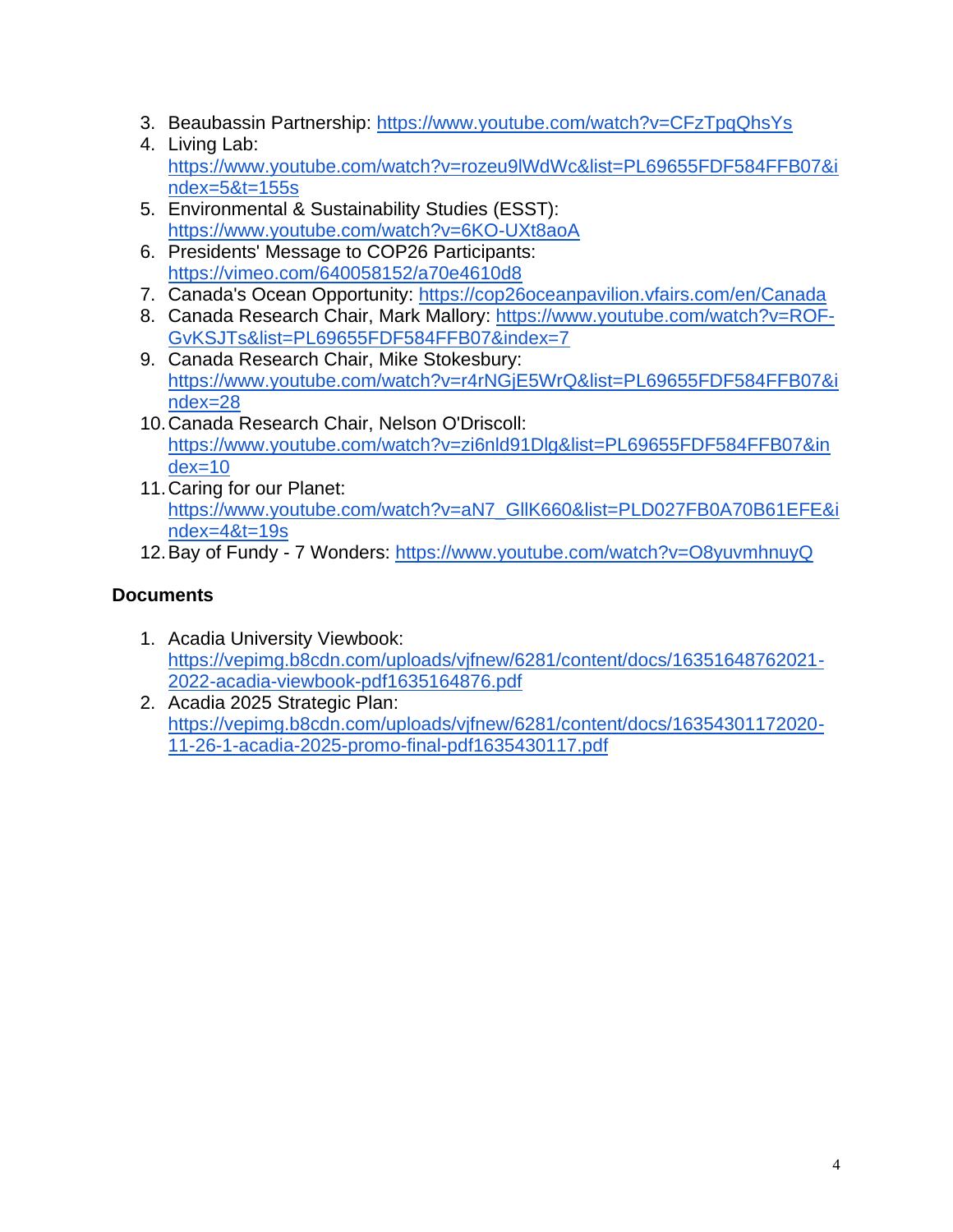3. Beaubassin Partnership: https://www.youtube.com/watch?v=CFzTpqQhsYs
4. Living Lab: https://www.youtube.com/watch?v=rozeu9lWdWc&list=PL69655FDF584FFB07&index=5&t=155s
5. Environmental & Sustainability Studies (ESST): https://www.youtube.com/watch?v=6KO-UXt8aoA
6. Presidents' Message to COP26 Participants: https://vimeo.com/640058152/a70e4610d8
7. Canada's Ocean Opportunity: https://cop26oceanpavilion.vfairs.com/en/Canada
8. Canada Research Chair, Mark Mallory: https://www.youtube.com/watch?v=ROF-GvKSJTs&list=PL69655FDF584FFB07&index=7
9. Canada Research Chair, Mike Stokesbury: https://www.youtube.com/watch?v=r4rNGjE5WrQ&list=PL69655FDF584FFB07&index=28
10. Canada Research Chair, Nelson O'Driscoll: https://www.youtube.com/watch?v=zi6nld91Dlg&list=PL69655FDF584FFB07&index=10
11. Caring for our Planet: https://www.youtube.com/watch?v=aN7_GllK660&list=PLD027FB0A70B61EFE&index=4&t=19s
12. Bay of Fundy - 7 Wonders: https://www.youtube.com/watch?v=O8yuvmhnuyQ

**Documents**

1. Acadia University Viewbook: https://vepimg.b8cdn.com/uploads/vjfnew/6281/content/docs/16351648762021-2022-acadia-viewbook-pdf1635164876.pdf
2. Acadia 2025 Strategic Plan: https://vepimg.b8cdn.com/uploads/vjfnew/6281/content/docs/16354301172020-11-26-1-acadia-2025-promo-final-pdf1635430117.pdf